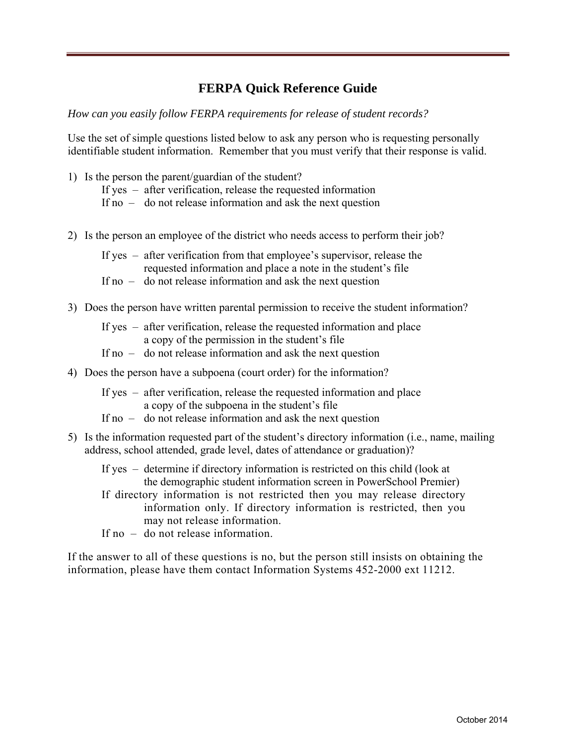# FERPA Quick Reference Guide

*How can you easily follow FERPA requirements for release of student records?*

Use the set of simple questions listed below to ask any person who is requesting personally identifiable student information. Remember that you must verify that their response is valid.

1) Is the person the parent/guardian of the student?
   - If yes – after verification, release the requested information
   - If no – do not release information and ask the next question

2) Is the person an employee of the district who needs access to perform their job?
   - If yes – after verification from that employee's supervisor, release the requested information and place a note in the student's file
   - If no – do not release information and ask the next question

3) Does the person have written parental permission to receive the student information?
   - If yes – after verification, release the requested information and place a copy of the permission in the student's file
   - If no – do not release information and ask the next question

4) Does the person have a subpoena (court order) for the information?
   - If yes – after verification, release the requested information and place a copy of the subpoena in the student's file
   - If no – do not release information and ask the next question

5) Is the information requested part of the student's directory information (i.e., name, mailing address, school attended, grade level, dates of attendance or graduation)?
   - If yes – determine if directory information is restricted on this child (look at the demographic student information screen in PowerSchool Premier)
   - If directory information is not restricted then you may release directory information only. If directory information is restricted, then you may not release information.
   - If no – do not release information.

If the answer to all of these questions is no, but the person still insists on obtaining the information, please have them contact Information Systems 452-2000 ext 11212.

October 2014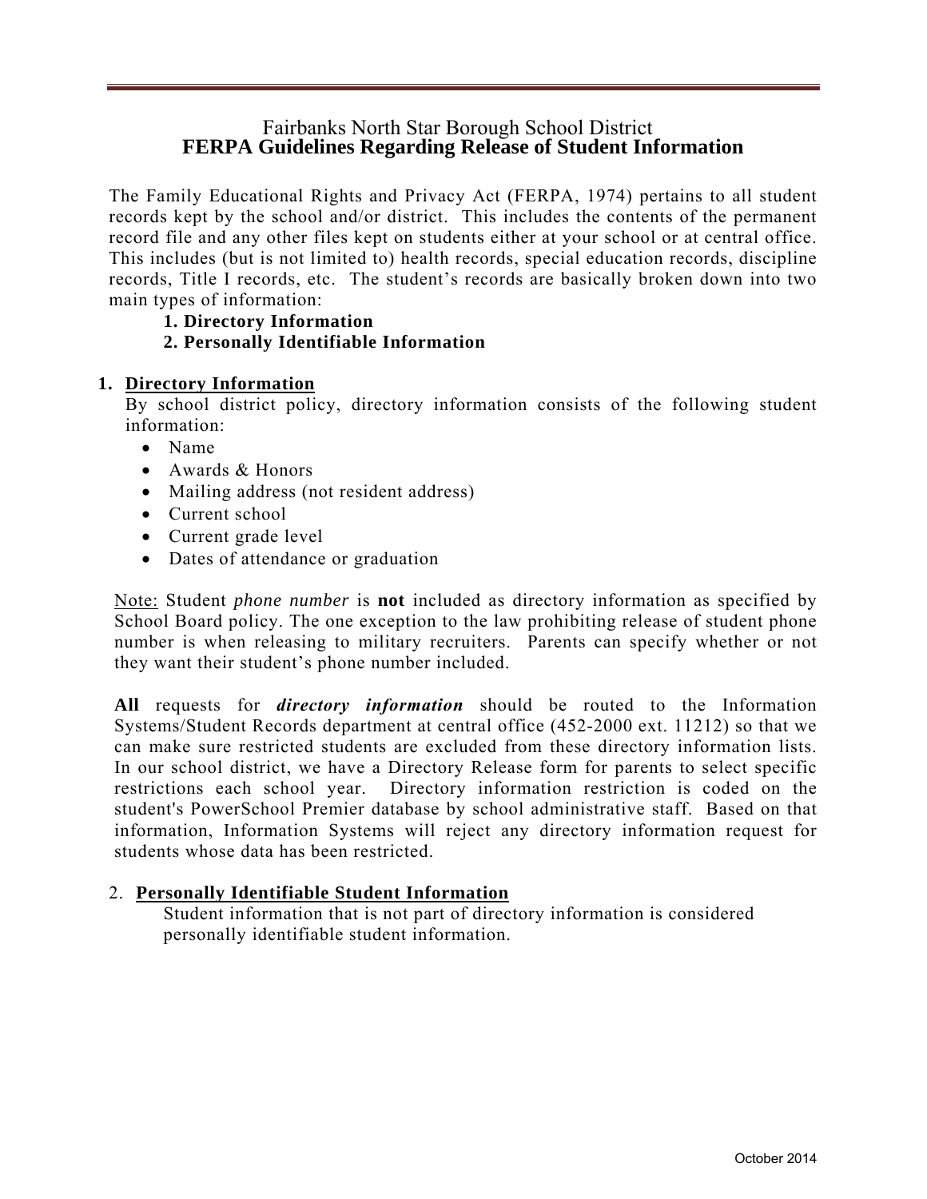# Fairbanks North Star Borough School District
## FERPA Guidelines Regarding Release of Student Information

The Family Educational Rights and Privacy Act (FERPA, 1974) pertains to all student records kept by the school and/or district. This includes the contents of the permanent record file and any other files kept on students either at your school or at central office. This includes (but is not limited to) health records, special education records, discipline records, Title I records, etc. The student's records are basically broken down into two main types of information:

**1. Directory Information**
**2. Personally Identifiable Information**

### 1. Directory Information

By school district policy, directory information consists of the following student information:

- Name
- Awards & Honors
- Mailing address (not resident address)
- Current school
- Current grade level
- Dates of attendance or graduation

Note: Student *phone number* is **not** included as directory information as specified by School Board policy. The one exception to the law prohibiting release of student phone number is when releasing to military recruiters. Parents can specify whether or not they want their student's phone number included.

**All** requests for ***directory information*** should be routed to the Information Systems/Student Records department at central office (452-2000 ext. 11212) so that we can make sure restricted students are excluded from these directory information lists. In our school district, we have a Directory Release form for parents to select specific restrictions each school year. Directory information restriction is coded on the student's PowerSchool Premier database by school administrative staff. Based on that information, Information Systems will reject any directory information request for students whose data has been restricted.

### 2. Personally Identifiable Student Information

Student information that is not part of directory information is considered personally identifiable student information.

October 2014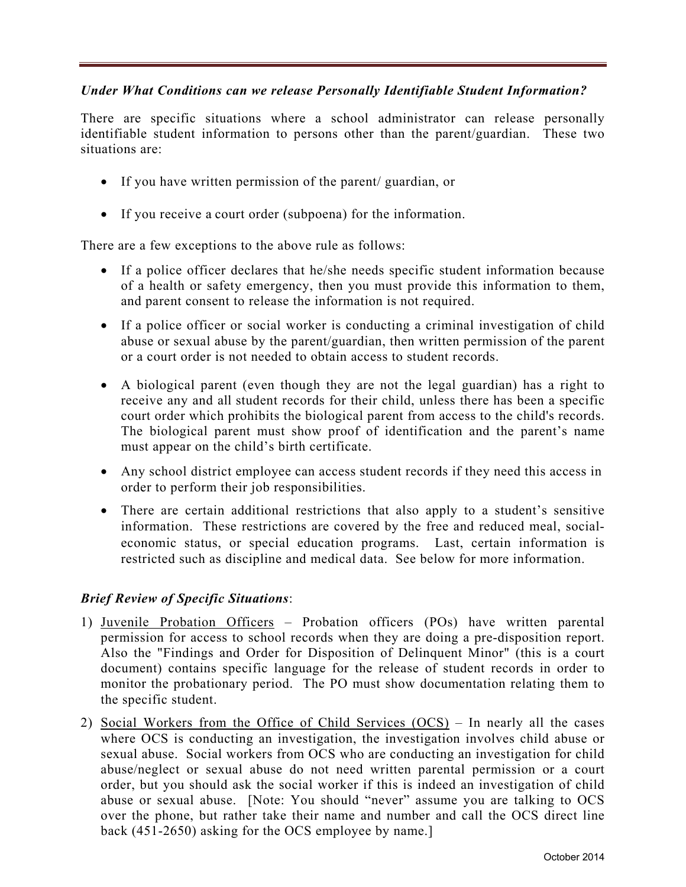### *Under What Conditions can we release Personally Identifiable Student Information?*

There are specific situations where a school administrator can release personally identifiable student information to persons other than the parent/guardian. These two situations are:

- If you have written permission of the parent/ guardian, or
- If you receive a court order (subpoena) for the information.

There are a few exceptions to the above rule as follows:

- If a police officer declares that he/she needs specific student information because of a health or safety emergency, then you must provide this information to them, and parent consent to release the information is not required.
- If a police officer or social worker is conducting a criminal investigation of child abuse or sexual abuse by the parent/guardian, then written permission of the parent or a court order is not needed to obtain access to student records.
- A biological parent (even though they are not the legal guardian) has a right to receive any and all student records for their child, unless there has been a specific court order which prohibits the biological parent from access to the child's records. The biological parent must show proof of identification and the parent's name must appear on the child's birth certificate.
- Any school district employee can access student records if they need this access in order to perform their job responsibilities.
- There are certain additional restrictions that also apply to a student's sensitive information. These restrictions are covered by the free and reduced meal, social-economic status, or special education programs. Last, certain information is restricted such as discipline and medical data. See below for more information.

### *Brief Review of Specific Situations*:

1) Juvenile Probation Officers – Probation officers (POs) have written parental permission for access to school records when they are doing a pre-disposition report. Also the "Findings and Order for Disposition of Delinquent Minor" (this is a court document) contains specific language for the release of student records in order to monitor the probationary period. The PO must show documentation relating them to the specific student.

2) Social Workers from the Office of Child Services (OCS) – In nearly all the cases where OCS is conducting an investigation, the investigation involves child abuse or sexual abuse. Social workers from OCS who are conducting an investigation for child abuse/neglect or sexual abuse do not need written parental permission or a court order, but you should ask the social worker if this is indeed an investigation of child abuse or sexual abuse. [Note: You should "never" assume you are talking to OCS over the phone, but rather take their name and number and call the OCS direct line back (451-2650) asking for the OCS employee by name.]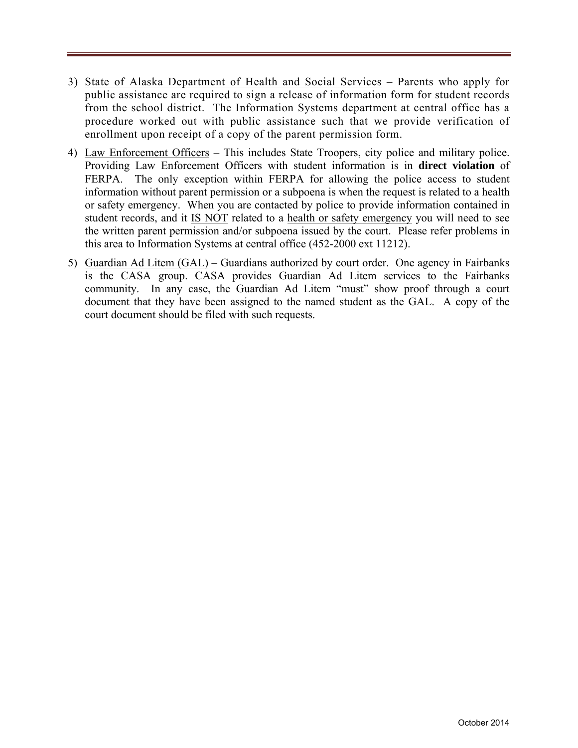3) <u>State of Alaska Department of Health and Social Services</u> – Parents who apply for public assistance are required to sign a release of information form for student records from the school district. The Information Systems department at central office has a procedure worked out with public assistance such that we provide verification of enrollment upon receipt of a copy of the parent permission form.

4) <u>Law Enforcement Officers</u> – This includes State Troopers, city police and military police. Providing Law Enforcement Officers with student information is in **direct violation** of FERPA. The only exception within FERPA for allowing the police access to student information without parent permission or a subpoena is when the request is related to a health or safety emergency. When you are contacted by police to provide information contained in student records, and it <u>IS NOT</u> related to a <u>health or safety emergency</u> you will need to see the written parent permission and/or subpoena issued by the court. Please refer problems in this area to Information Systems at central office (452-2000 ext 11212).

5) <u>Guardian Ad Litem (GAL)</u> – Guardians authorized by court order. One agency in Fairbanks is the CASA group. CASA provides Guardian Ad Litem services to the Fairbanks community. In any case, the Guardian Ad Litem "must" show proof through a court document that they have been assigned to the named student as the GAL. A copy of the court document should be filed with such requests.